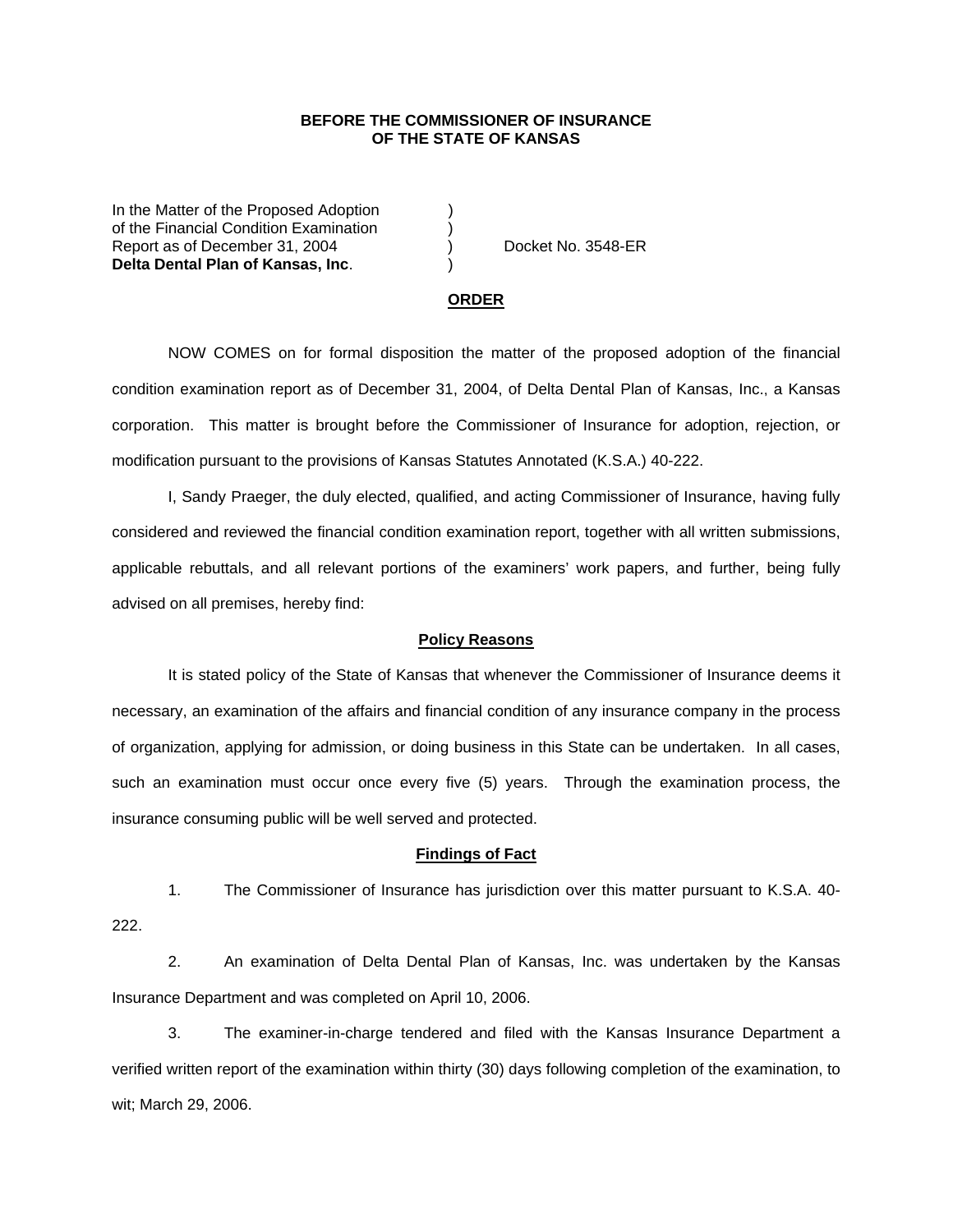**BEFORE THE COMMISSIONER OF INSURANCE**
**OF THE STATE OF KANSAS**

In the Matter of the Proposed Adoption )
of the Financial Condition Examination )
Report as of December 31, 2004 ) Docket No. 3548-ER
**Delta Dental Plan of Kansas, Inc**. )

## ORDER

NOW COMES on for formal disposition the matter of the proposed adoption of the financial condition examination report as of December 31, 2004, of Delta Dental Plan of Kansas, Inc., a Kansas corporation. This matter is brought before the Commissioner of Insurance for adoption, rejection, or modification pursuant to the provisions of Kansas Statutes Annotated (K.S.A.) 40-222.

I, Sandy Praeger, the duly elected, qualified, and acting Commissioner of Insurance, having fully considered and reviewed the financial condition examination report, together with all written submissions, applicable rebuttals, and all relevant portions of the examiners' work papers, and further, being fully advised on all premises, hereby find:

### Policy Reasons

It is stated policy of the State of Kansas that whenever the Commissioner of Insurance deems it necessary, an examination of the affairs and financial condition of any insurance company in the process of organization, applying for admission, or doing business in this State can be undertaken. In all cases, such an examination must occur once every five (5) years. Through the examination process, the insurance consuming public will be well served and protected.

### Findings of Fact

1. The Commissioner of Insurance has jurisdiction over this matter pursuant to K.S.A. 40-222.

2. An examination of Delta Dental Plan of Kansas, Inc. was undertaken by the Kansas Insurance Department and was completed on April 10, 2006.

3. The examiner-in-charge tendered and filed with the Kansas Insurance Department a verified written report of the examination within thirty (30) days following completion of the examination, to wit; March 29, 2006.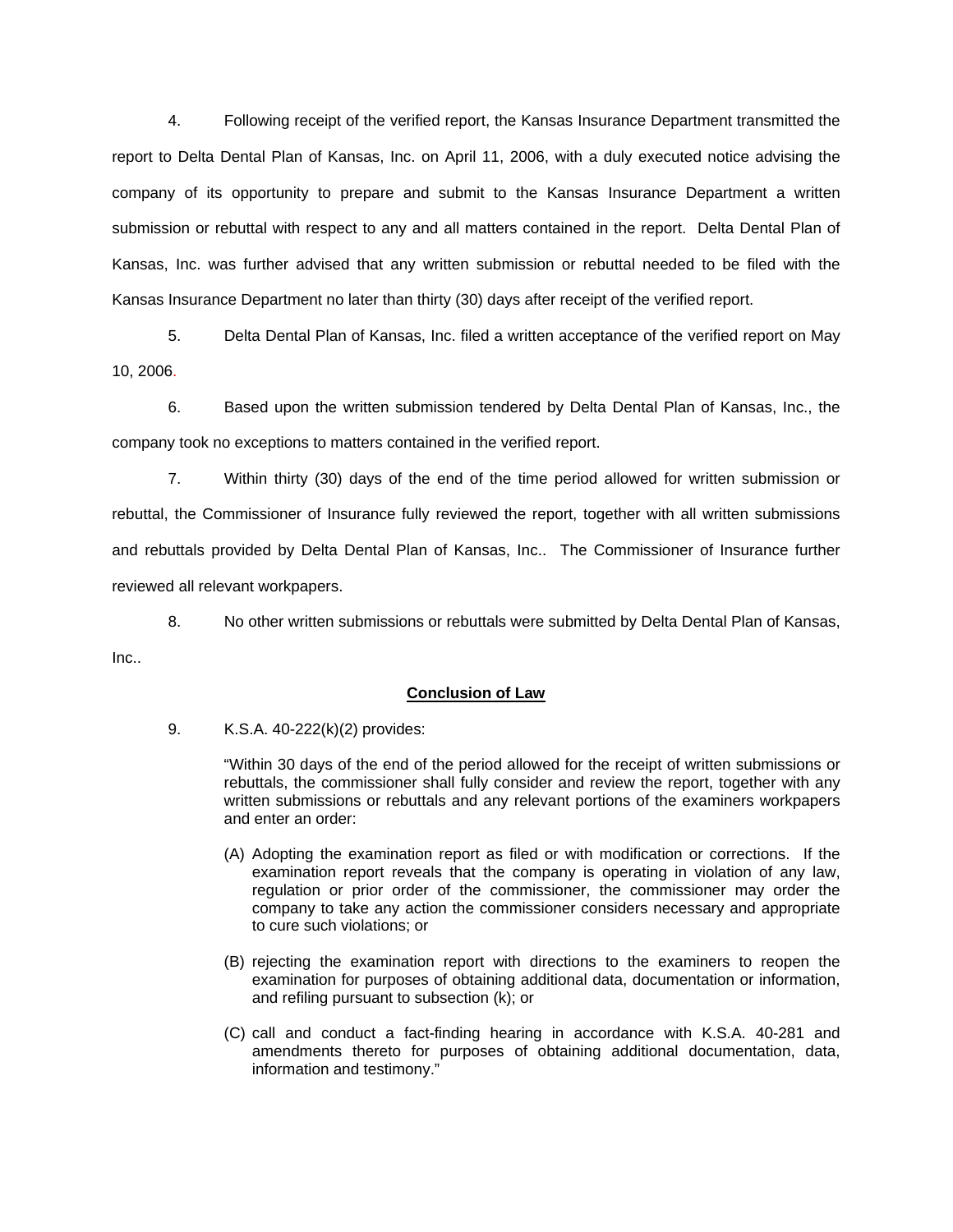4. Following receipt of the verified report, the Kansas Insurance Department transmitted the report to Delta Dental Plan of Kansas, Inc. on April 11, 2006, with a duly executed notice advising the company of its opportunity to prepare and submit to the Kansas Insurance Department a written submission or rebuttal with respect to any and all matters contained in the report. Delta Dental Plan of Kansas, Inc. was further advised that any written submission or rebuttal needed to be filed with the Kansas Insurance Department no later than thirty (30) days after receipt of the verified report.

5. Delta Dental Plan of Kansas, Inc. filed a written acceptance of the verified report on May 10, 2006.

6. Based upon the written submission tendered by Delta Dental Plan of Kansas, Inc., the company took no exceptions to matters contained in the verified report.

7. Within thirty (30) days of the end of the time period allowed for written submission or rebuttal, the Commissioner of Insurance fully reviewed the report, together with all written submissions and rebuttals provided by Delta Dental Plan of Kansas, Inc.. The Commissioner of Insurance further reviewed all relevant workpapers.

8. No other written submissions or rebuttals were submitted by Delta Dental Plan of Kansas, Inc..

## Conclusion of Law

9. K.S.A. 40-222(k)(2) provides:

> "Within 30 days of the end of the period allowed for the receipt of written submissions or rebuttals, the commissioner shall fully consider and review the report, together with any written submissions or rebuttals and any relevant portions of the examiners workpapers and enter an order:
>
> (A) Adopting the examination report as filed or with modification or corrections. If the examination report reveals that the company is operating in violation of any law, regulation or prior order of the commissioner, the commissioner may order the company to take any action the commissioner considers necessary and appropriate to cure such violations; or
>
> (B) rejecting the examination report with directions to the examiners to reopen the examination for purposes of obtaining additional data, documentation or information, and refiling pursuant to subsection (k); or
>
> (C) call and conduct a fact-finding hearing in accordance with K.S.A. 40-281 and amendments thereto for purposes of obtaining additional documentation, data, information and testimony."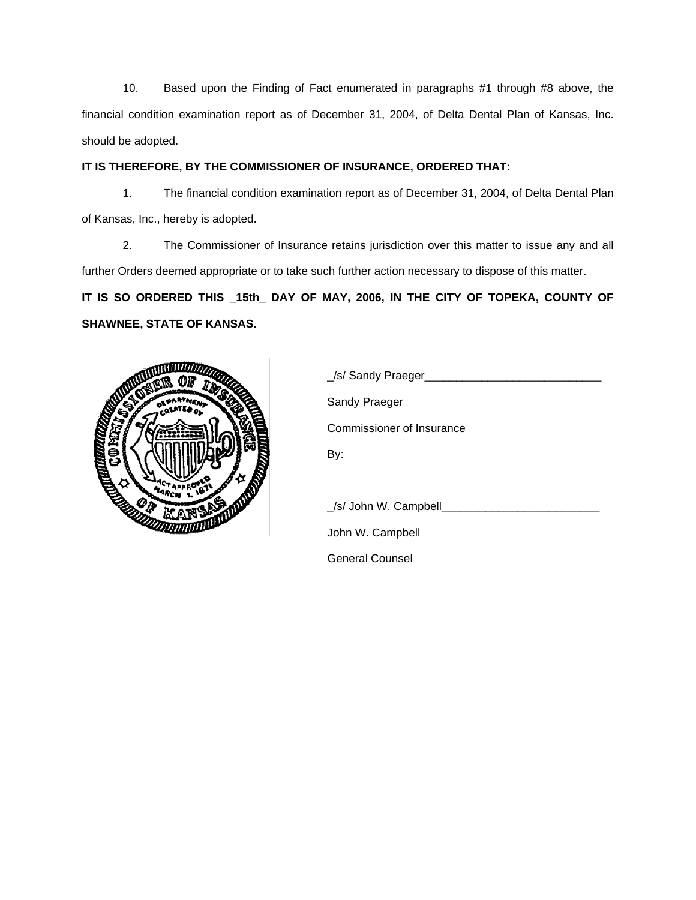10. Based upon the Finding of Fact enumerated in paragraphs #1 through #8 above, the financial condition examination report as of December 31, 2004, of Delta Dental Plan of Kansas, Inc. should be adopted.

**IT IS THEREFORE, BY THE COMMISSIONER OF INSURANCE, ORDERED THAT:**

1. The financial condition examination report as of December 31, 2004, of Delta Dental Plan of Kansas, Inc., hereby is adopted.

2. The Commissioner of Insurance retains jurisdiction over this matter to issue any and all further Orders deemed appropriate or to take such further action necessary to dispose of this matter.

**IT IS SO ORDERED THIS _15th_ DAY OF MAY, 2006, IN THE CITY OF TOPEKA, COUNTY OF SHAWNEE, STATE OF KANSAS.**

_/s/ Sandy Praeger____________________________

Sandy Praeger

Commissioner of Insurance

By:

_/s/ John W. Campbell_________________________

John W. Campbell

General Counsel